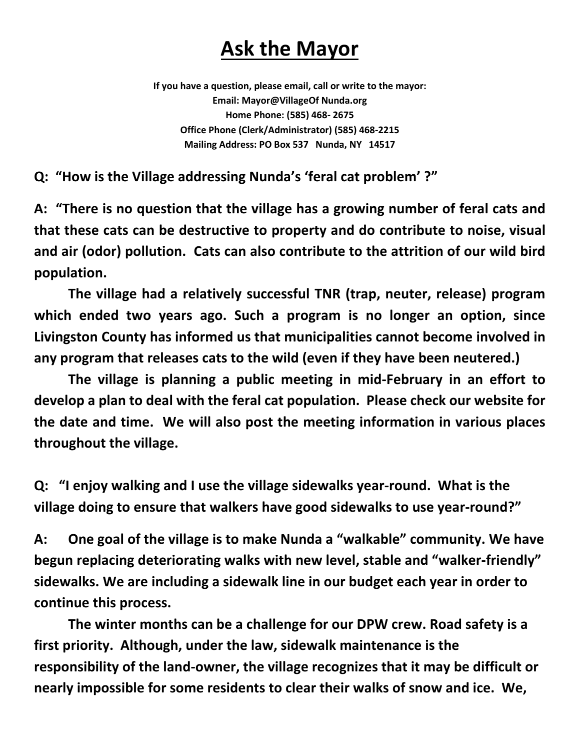# Ask the Mayor

**If you have a question, please email, call or write to the mayor:**
**Email: Mayor@VillageOf Nunda.org**
**Home Phone: (585) 468- 2675**
**Office Phone (Clerk/Administrator) (585) 468-2215**
**Mailing Address: PO Box 537 Nunda, NY 14517**

**Q: "How is the Village addressing Nunda's 'feral cat problem' ?"**

**A: "There is no question that the village has a growing number of feral cats and that these cats can be destructive to property and do contribute to noise, visual and air (odor) pollution. Cats can also contribute to the attrition of our wild bird population.**

**The village had a relatively successful TNR (trap, neuter, release) program which ended two years ago. Such a program is no longer an option, since Livingston County has informed us that municipalities cannot become involved in any program that releases cats to the wild (even if they have been neutered.)**

**The village is planning a public meeting in mid-February in an effort to develop a plan to deal with the feral cat population. Please check our website for the date and time. We will also post the meeting information in various places throughout the village.**

**Q: "I enjoy walking and I use the village sidewalks year-round. What is the village doing to ensure that walkers have good sidewalks to use year-round?"**

**A: One goal of the village is to make Nunda a "walkable" community. We have begun replacing deteriorating walks with new level, stable and "walker-friendly" sidewalks. We are including a sidewalk line in our budget each year in order to continue this process.**

**The winter months can be a challenge for our DPW crew. Road safety is a first priority. Although, under the law, sidewalk maintenance is the responsibility of the land-owner, the village recognizes that it may be difficult or nearly impossible for some residents to clear their walks of snow and ice. We,**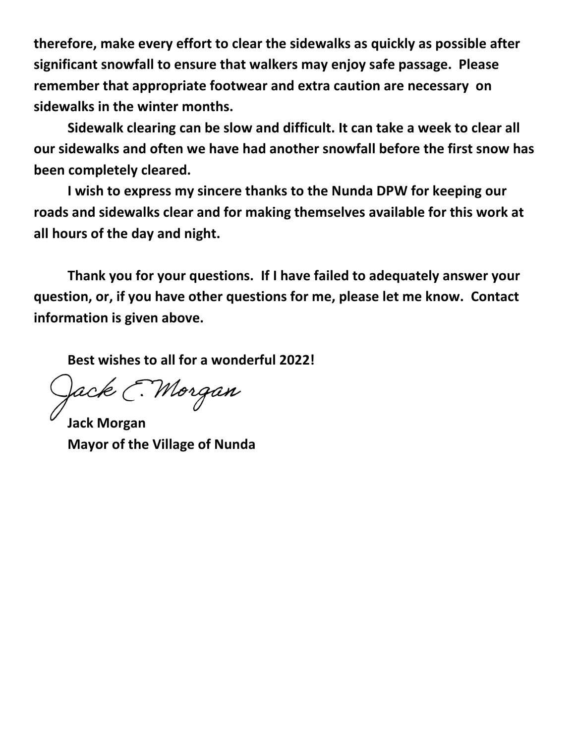**therefore, make every effort to clear the sidewalks as quickly as possible after significant snowfall to ensure that walkers may enjoy safe passage. Please remember that appropriate footwear and extra caution are necessary on sidewalks in the winter months.**

**Sidewalk clearing can be slow and difficult. It can take a week to clear all our sidewalks and often we have had another snowfall before the first snow has been completely cleared.**

**I wish to express my sincere thanks to the Nunda DPW for keeping our roads and sidewalks clear and for making themselves available for this work at all hours of the day and night.**

**Thank you for your questions. If I have failed to adequately answer your question, or, if you have other questions for me, please let me know. Contact information is given above.**

**Best wishes to all for a wonderful 2022!**

Jack E. Morgan

**Jack Morgan**
**Mayor of the Village of Nunda**